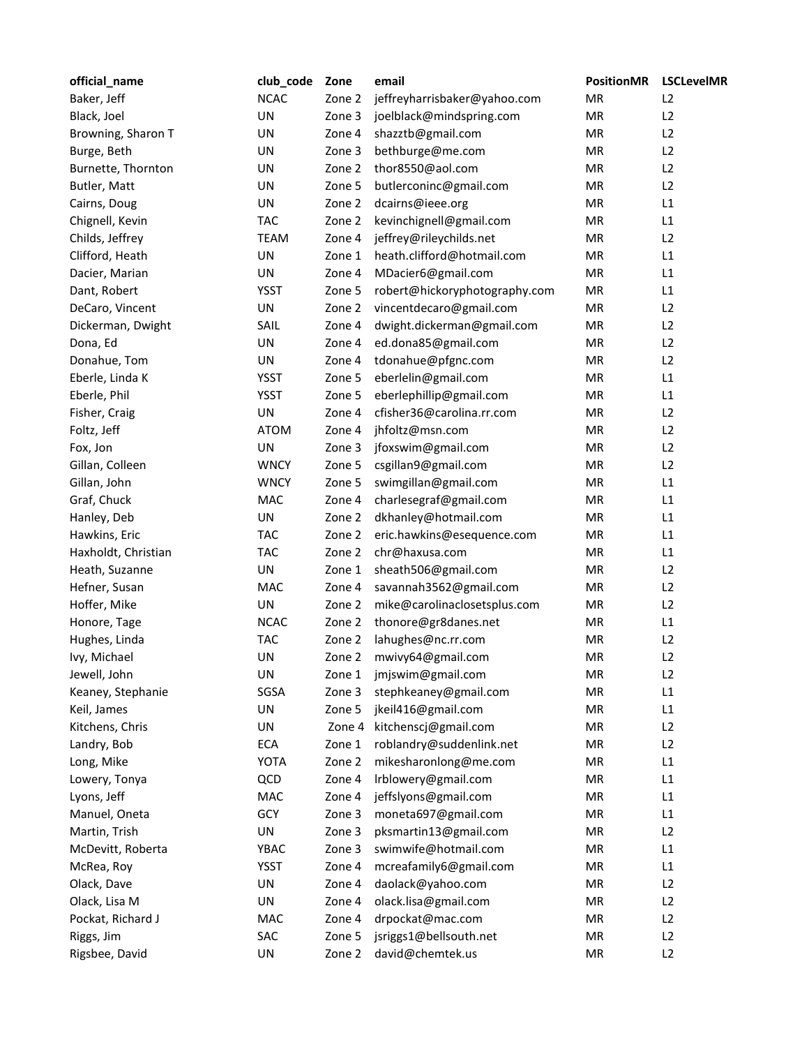| official_name | club_code | Zone | email | PositionMR | LSCLevelMR |
| --- | --- | --- | --- | --- | --- |
| Baker, Jeff | NCAC | Zone 2 | jeffreyharrisbaker@yahoo.com | MR | L2 |
| Black, Joel | UN | Zone 3 | joelblack@mindspring.com | MR | L2 |
| Browning, Sharon T | UN | Zone 4 | shazztb@gmail.com | MR | L2 |
| Burge, Beth | UN | Zone 3 | bethburge@me.com | MR | L2 |
| Burnette, Thornton | UN | Zone 2 | thor8550@aol.com | MR | L2 |
| Butler, Matt | UN | Zone 5 | butlerconinc@gmail.com | MR | L2 |
| Cairns, Doug | UN | Zone 2 | dcairns@ieee.org | MR | L1 |
| Chignell, Kevin | TAC | Zone 2 | kevinchignell@gmail.com | MR | L1 |
| Childs, Jeffrey | TEAM | Zone 4 | jeffrey@rileychilds.net | MR | L2 |
| Clifford, Heath | UN | Zone 1 | heath.clifford@hotmail.com | MR | L1 |
| Dacier, Marian | UN | Zone 4 | MDacier6@gmail.com | MR | L1 |
| Dant, Robert | YSST | Zone 5 | robert@hickoryphotography.com | MR | L1 |
| DeCaro, Vincent | UN | Zone 2 | vincentdecaro@gmail.com | MR | L2 |
| Dickerman, Dwight | SAIL | Zone 4 | dwight.dickerman@gmail.com | MR | L2 |
| Dona, Ed | UN | Zone 4 | ed.dona85@gmail.com | MR | L2 |
| Donahue, Tom | UN | Zone 4 | tdonahue@pfgnc.com | MR | L2 |
| Eberle, Linda K | YSST | Zone 5 | eberlelin@gmail.com | MR | L1 |
| Eberle, Phil | YSST | Zone 5 | eberlephillip@gmail.com | MR | L1 |
| Fisher, Craig | UN | Zone 4 | cfisher36@carolina.rr.com | MR | L2 |
| Foltz, Jeff | ATOM | Zone 4 | jhfoltz@msn.com | MR | L2 |
| Fox, Jon | UN | Zone 3 | jfoxswim@gmail.com | MR | L2 |
| Gillan, Colleen | WNCY | Zone 5 | csgillan9@gmail.com | MR | L2 |
| Gillan, John | WNCY | Zone 5 | swimgillan@gmail.com | MR | L1 |
| Graf, Chuck | MAC | Zone 4 | charlesegraf@gmail.com | MR | L1 |
| Hanley, Deb | UN | Zone 2 | dkhanley@hotmail.com | MR | L1 |
| Hawkins, Eric | TAC | Zone 2 | eric.hawkins@esequence.com | MR | L1 |
| Haxholdt, Christian | TAC | Zone 2 | chr@haxusa.com | MR | L1 |
| Heath, Suzanne | UN | Zone 1 | sheath506@gmail.com | MR | L2 |
| Hefner, Susan | MAC | Zone 4 | savannah3562@gmail.com | MR | L2 |
| Hoffer, Mike | UN | Zone 2 | mike@carolinaclosetsplus.com | MR | L2 |
| Honore, Tage | NCAC | Zone 2 | thonore@gr8danes.net | MR | L1 |
| Hughes, Linda | TAC | Zone 2 | lahughes@nc.rr.com | MR | L2 |
| Ivy, Michael | UN | Zone 2 | mwivy64@gmail.com | MR | L2 |
| Jewell, John | UN | Zone 1 | jmjswim@gmail.com | MR | L2 |
| Keaney, Stephanie | SGSA | Zone 3 | stephkeaney@gmail.com | MR | L1 |
| Keil, James | UN | Zone 5 | jkeil416@gmail.com | MR | L1 |
| Kitchens, Chris | UN | Zone 4 | kitchenscj@gmail.com | MR | L2 |
| Landry, Bob | ECA | Zone 1 | roblandry@suddenlink.net | MR | L2 |
| Long, Mike | YOTA | Zone 2 | mikesharonlong@me.com | MR | L1 |
| Lowery, Tonya | QCD | Zone 4 | lrblowery@gmail.com | MR | L1 |
| Lyons, Jeff | MAC | Zone 4 | jeffslyons@gmail.com | MR | L1 |
| Manuel, Oneta | GCY | Zone 3 | moneta697@gmail.com | MR | L1 |
| Martin, Trish | UN | Zone 3 | pksmartin13@gmail.com | MR | L2 |
| McDevitt, Roberta | YBAC | Zone 3 | swimwife@hotmail.com | MR | L1 |
| McRea, Roy | YSST | Zone 4 | mcreafamily6@gmail.com | MR | L1 |
| Olack, Dave | UN | Zone 4 | daolack@yahoo.com | MR | L2 |
| Olack, Lisa M | UN | Zone 4 | olack.lisa@gmail.com | MR | L2 |
| Pockat, Richard J | MAC | Zone 4 | drpockat@mac.com | MR | L2 |
| Riggs, Jim | SAC | Zone 5 | jsriggs1@bellsouth.net | MR | L2 |
| Rigsbee, David | UN | Zone 2 | david@chemtek.us | MR | L2 |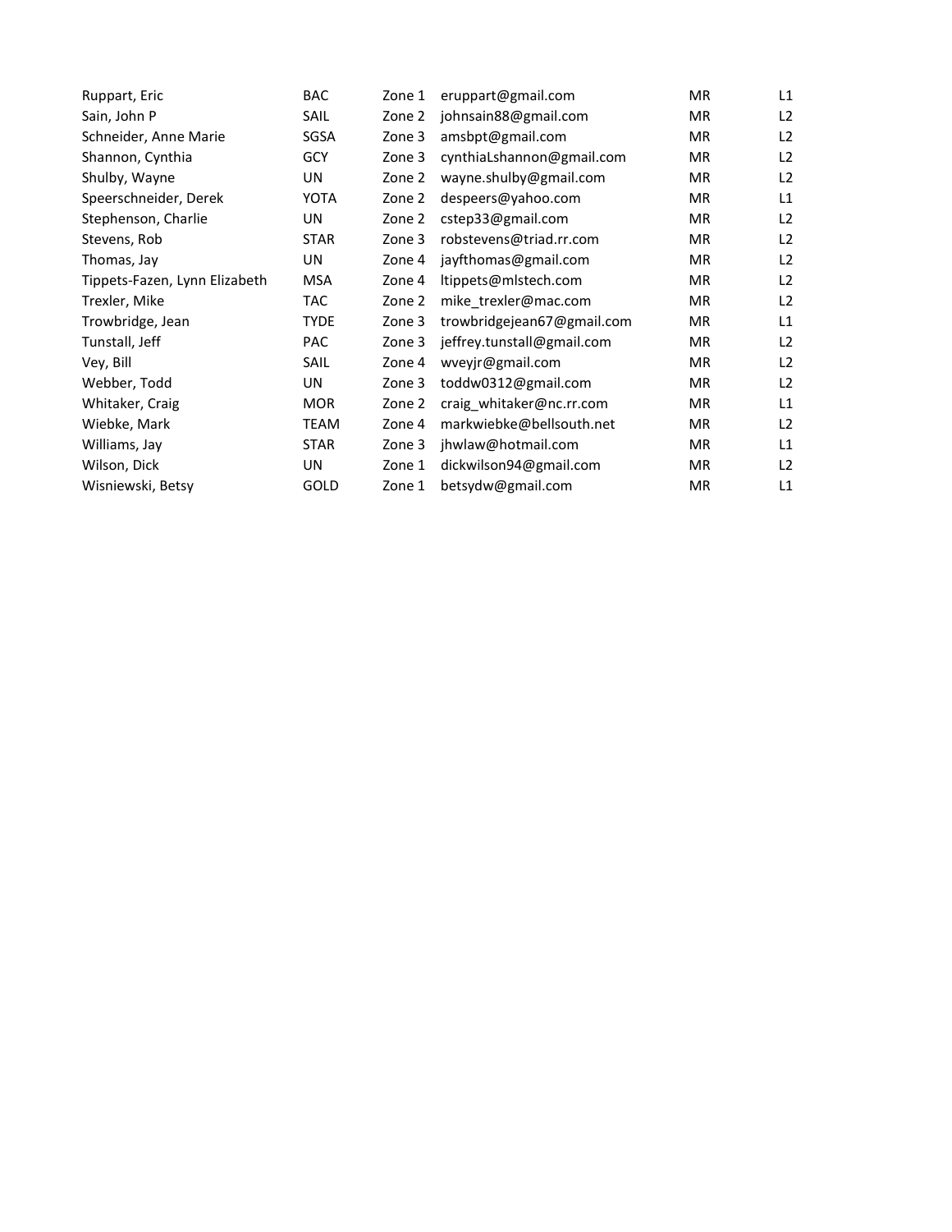| | | | | | |
|---|---|---|---|---|---|
| Ruppart, Eric | BAC | Zone 1 | eruppart@gmail.com | MR | L1 |
| Sain, John P | SAIL | Zone 2 | johnsain88@gmail.com | MR | L2 |
| Schneider, Anne Marie | SGSA | Zone 3 | amsbpt@gmail.com | MR | L2 |
| Shannon, Cynthia | GCY | Zone 3 | cynthiaLshannon@gmail.com | MR | L2 |
| Shulby, Wayne | UN | Zone 2 | wayne.shulby@gmail.com | MR | L2 |
| Speerschneider, Derek | YOTA | Zone 2 | despeers@yahoo.com | MR | L1 |
| Stephenson, Charlie | UN | Zone 2 | cstep33@gmail.com | MR | L2 |
| Stevens, Rob | STAR | Zone 3 | robstevens@triad.rr.com | MR | L2 |
| Thomas, Jay | UN | Zone 4 | jayfthomas@gmail.com | MR | L2 |
| Tippets-Fazen, Lynn Elizabeth | MSA | Zone 4 | ltippets@mlstech.com | MR | L2 |
| Trexler, Mike | TAC | Zone 2 | mike_trexler@mac.com | MR | L2 |
| Trowbridge, Jean | TYDE | Zone 3 | trowbridgejean67@gmail.com | MR | L1 |
| Tunstall, Jeff | PAC | Zone 3 | jeffrey.tunstall@gmail.com | MR | L2 |
| Vey, Bill | SAIL | Zone 4 | wveyjr@gmail.com | MR | L2 |
| Webber, Todd | UN | Zone 3 | toddw0312@gmail.com | MR | L2 |
| Whitaker, Craig | MOR | Zone 2 | craig_whitaker@nc.rr.com | MR | L1 |
| Wiebke, Mark | TEAM | Zone 4 | markwiebke@bellsouth.net | MR | L2 |
| Williams, Jay | STAR | Zone 3 | jhwlaw@hotmail.com | MR | L1 |
| Wilson, Dick | UN | Zone 1 | dickwilson94@gmail.com | MR | L2 |
| Wisniewski, Betsy | GOLD | Zone 1 | betsydw@gmail.com | MR | L1 |